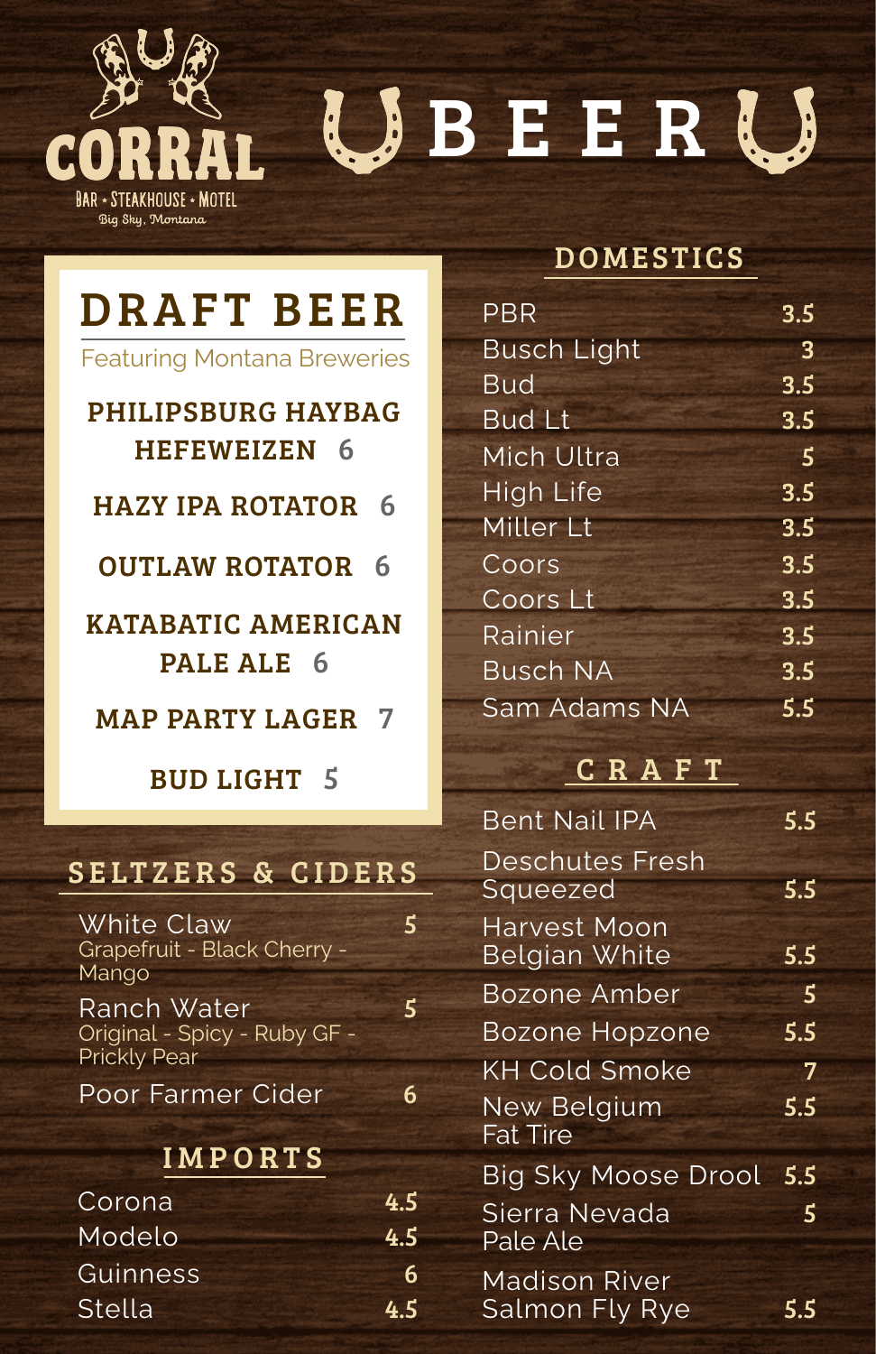CORRAL

BAR • STEAKHOUSE • MOTEL

*Big Sky, Montana*

# BEER

## DRAFT BEER

Featuring Montana Breweries

**PHILIPSBURG HAYBAG HEFEWEIZEN 6**

**HAZY IPA ROTATOR 6**

**OUTLAW ROTATOR 6**

**KATABATIC AMERICAN PALE ALE 6**

**MAP PARTY LAGER 7**

**BUD LIGHT 5**

## SELTZERS & CIDERS

| Item | Price |
| --- | --- |
| White Claw<br>Grapefruit - Black Cherry - Mango | 5 |
| Ranch Water<br>Original - Spicy - Ruby GF - Prickly Pear | 5 |
| Poor Farmer Cider | 6 |

## IMPORTS

| Item | Price |
| --- | --- |
| Corona | 4.5 |
| Modelo | 4.5 |
| Guinness | 6 |
| Stella | 4.5 |

## DOMESTICS

| Item | Price |
| --- | --- |
| PBR | 3.5 |
| Busch Light | 3 |
| Bud | 3.5 |
| Bud Lt | 3.5 |
| Mich Ultra | 5 |
| High Life | 3.5 |
| Miller Lt | 3.5 |
| Coors | 3.5 |
| Coors Lt | 3.5 |
| Rainier | 3.5 |
| Busch NA | 3.5 |
| Sam Adams NA | 5.5 |

## CRAFT

| Item | Price |
| --- | --- |
| Bent Nail IPA | 5.5 |
| Deschutes Fresh Squeezed | 5.5 |
| Harvest Moon Belgian White | 5.5 |
| Bozone Amber | 5 |
| Bozone Hopzone | 5.5 |
| KH Cold Smoke | 7 |
| New Belgium Fat Tire | 5.5 |
| Big Sky Moose Drool | 5.5 |
| Sierra Nevada Pale Ale | 5 |
| Madison River Salmon Fly Rye | 5.5 |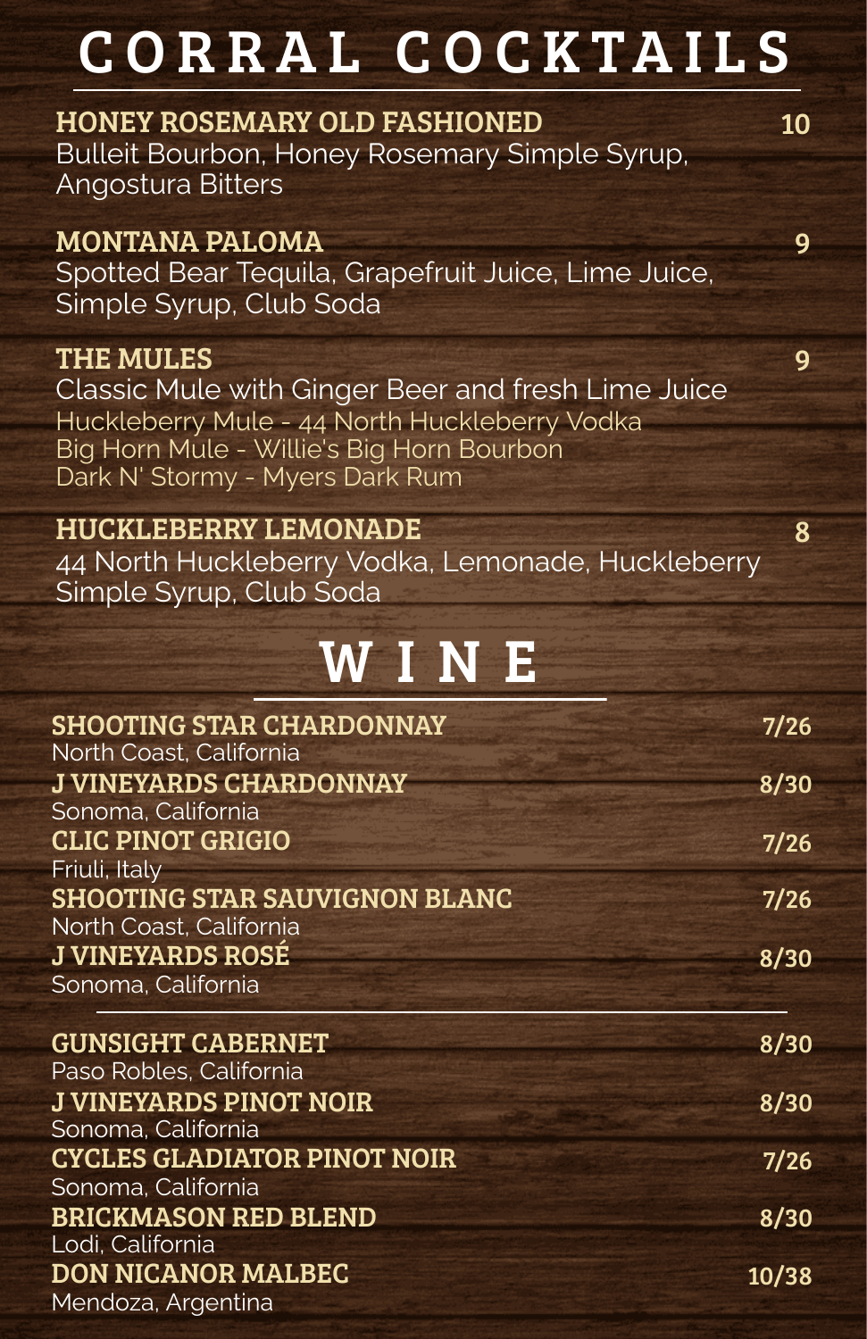# CORRAL COCKTAILS

**HONEY ROSEMARY OLD FASHIONED** 10
Bulleit Bourbon, Honey Rosemary Simple Syrup, Angostura Bitters

**MONTANA PALOMA** 9
Spotted Bear Tequila, Grapefruit Juice, Lime Juice, Simple Syrup, Club Soda

**THE MULES** 9
Classic Mule with Ginger Beer and fresh Lime Juice
Huckleberry Mule - 44 North Huckleberry Vodka
Big Horn Mule - Willie's Big Horn Bourbon
Dark N' Stormy - Myers Dark Rum

**HUCKLEBERRY LEMONADE** 8
44 North Huckleberry Vodka, Lemonade, Huckleberry Simple Syrup, Club Soda

# WINE

**SHOOTING STAR CHARDONNAY** 7/26
North Coast, California

**J VINEYARDS CHARDONNAY** 8/30
Sonoma, California

**CLIC PINOT GRIGIO** 7/26
Friuli, Italy

**SHOOTING STAR SAUVIGNON BLANC** 7/26
North Coast, California

**J VINEYARDS ROSÉ** 8/30
Sonoma, California

---

**GUNSIGHT CABERNET** 8/30
Paso Robles, California

**J VINEYARDS PINOT NOIR** 8/30
Sonoma, California

**CYCLES GLADIATOR PINOT NOIR** 7/26
Sonoma, California

**BRICKMASON RED BLEND** 8/30
Lodi, California

**DON NICANOR MALBEC** 10/38
Mendoza, Argentina